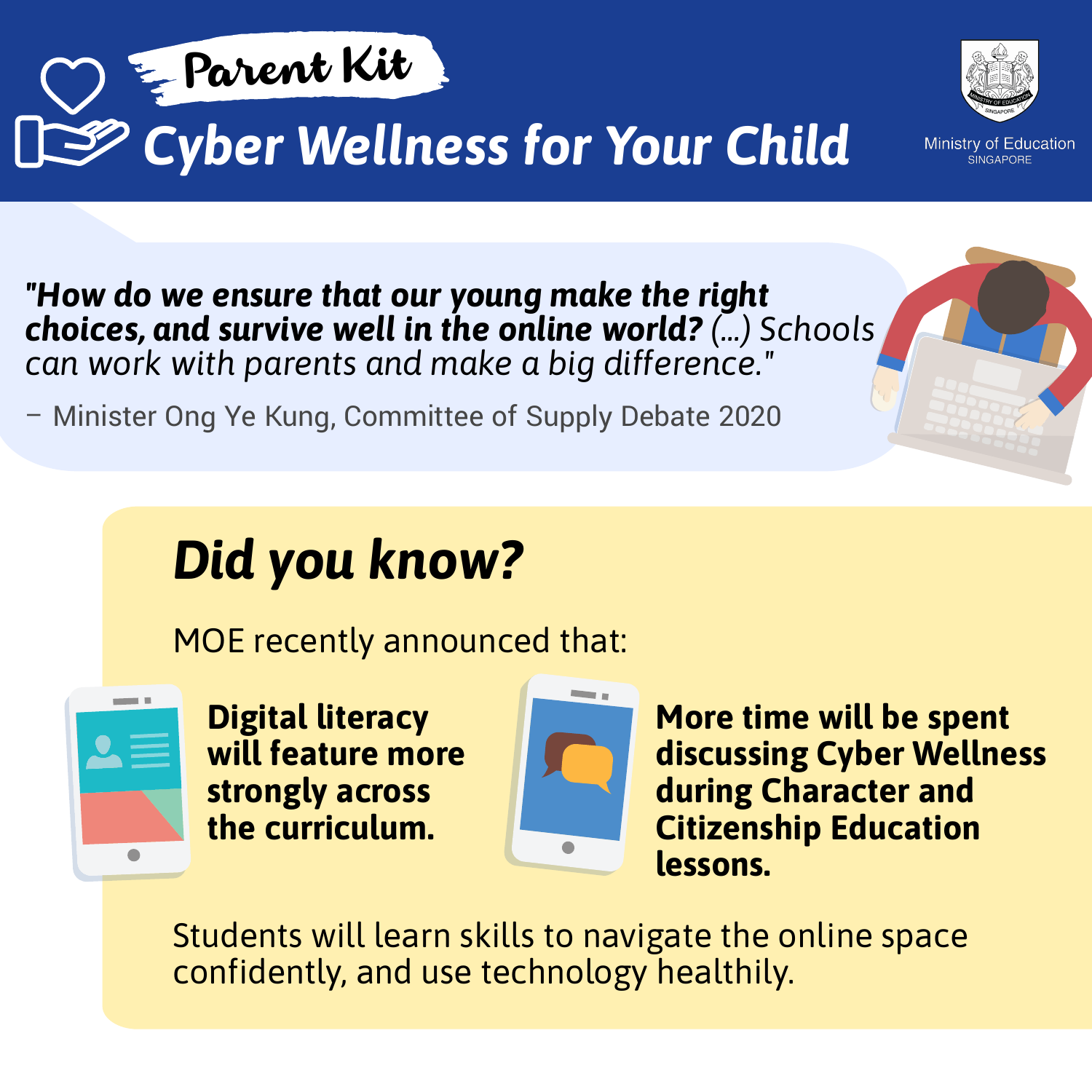# Parent Kit

# Cyber Wellness for Your Child

Ministry of Education
SINGAPORE

***"How do we ensure that our young make the right choices, and survive well in the online world?*** *(...) Schools can work with parents and make a big difference."*

– Minister Ong Ye Kung, Committee of Supply Debate 2020

## *Did you know?*

MOE recently announced that:

- **Digital literacy will feature more strongly across the curriculum.**
- **More time will be spent discussing Cyber Wellness during Character and Citizenship Education lessons.**

Students will learn skills to navigate the online space confidently, and use technology healthily.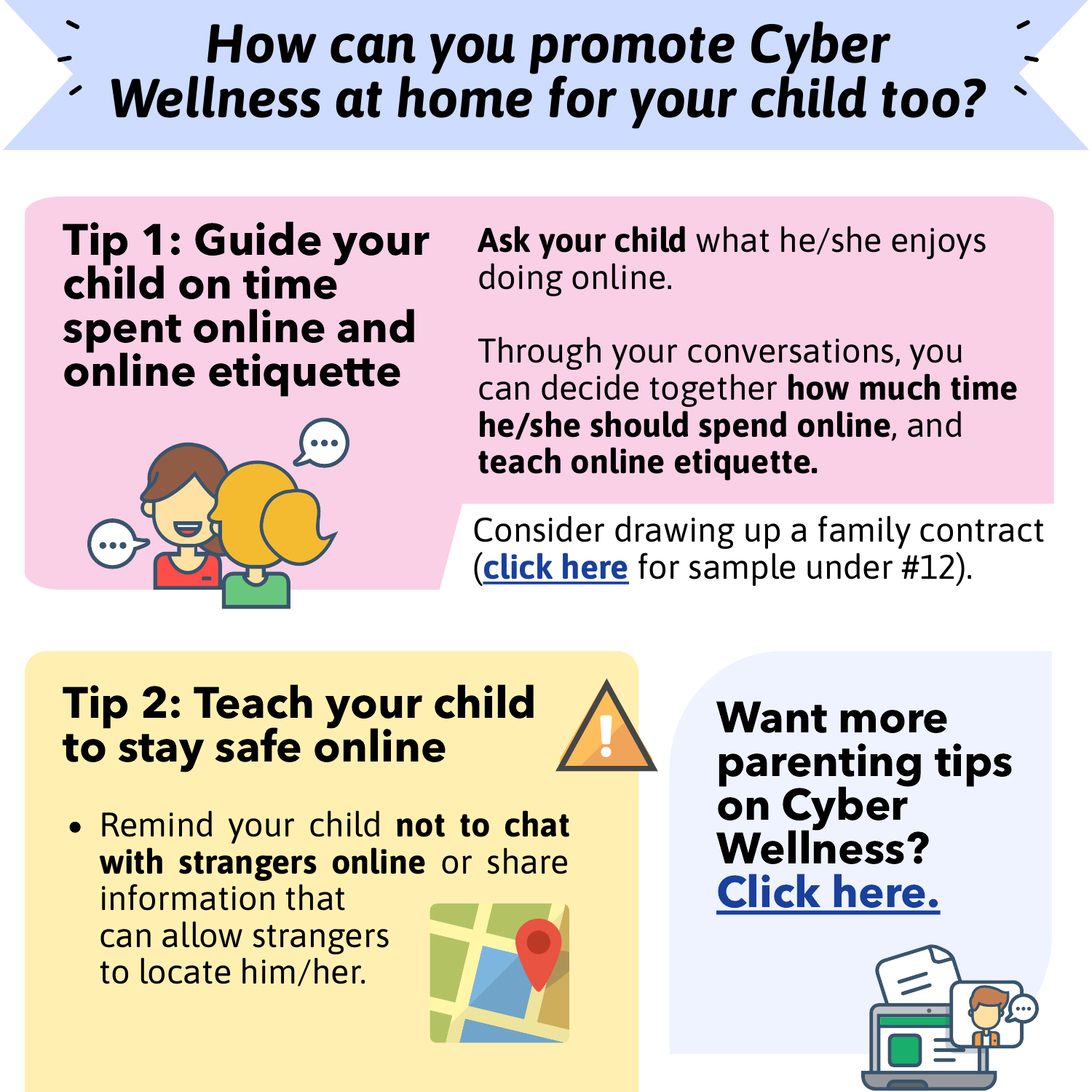# How can you promote Cyber Wellness at home for your child too?

## Tip 1: Guide your child on time spent online and online etiquette

**Ask your child** what he/she enjoys doing online.

Through your conversations, you can decide together **how much time he/she should spend online**, and **teach online etiquette.**

Consider drawing up a family contract (click here for sample under #12).

## Tip 2: Teach your child to stay safe online

- Remind your child **not to chat with strangers online** or share information that can allow strangers to locate him/her.

## Want more parenting tips on Cyber Wellness? Click here.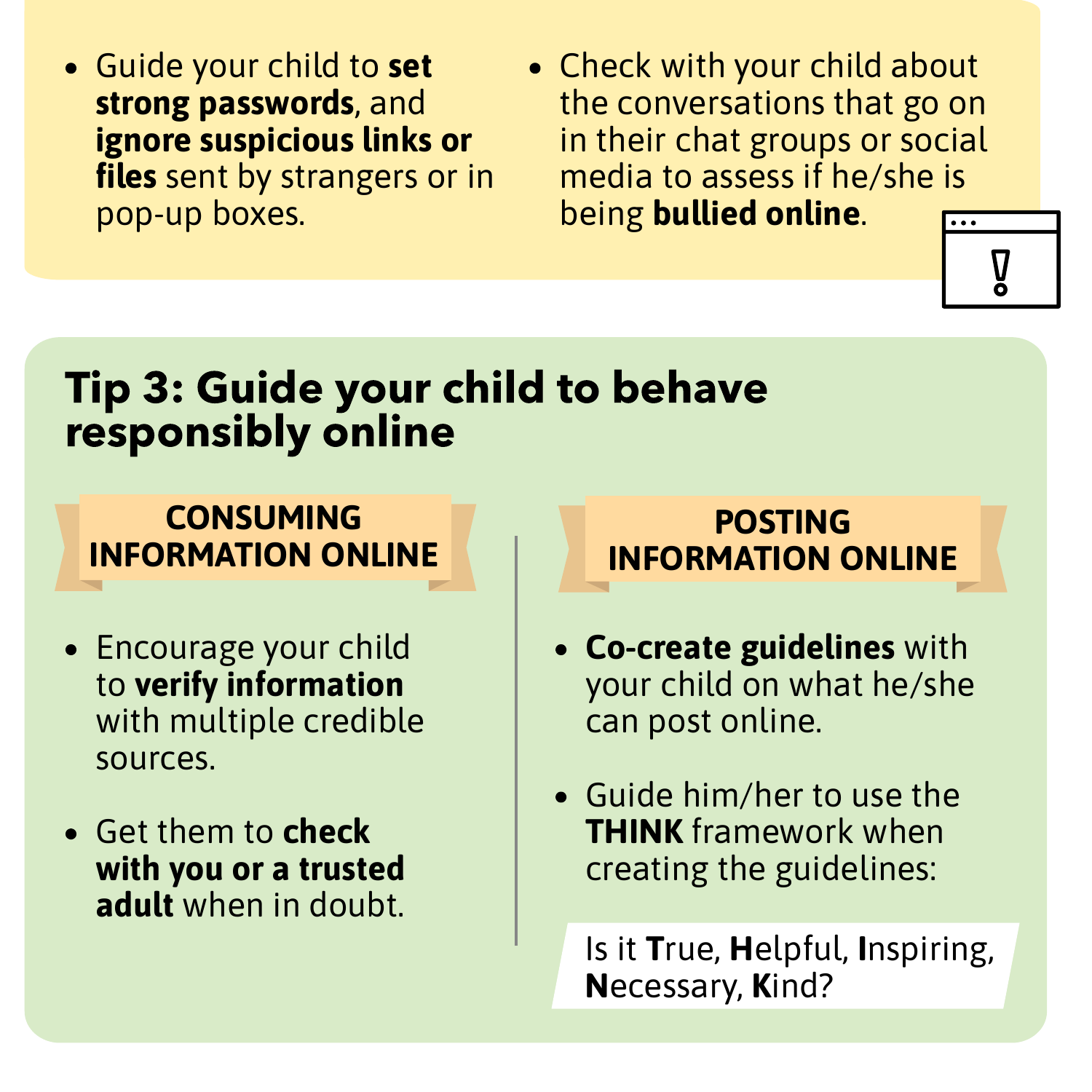- Guide your child to **set strong passwords**, and **ignore suspicious links or files** sent by strangers or in pop-up boxes.
- Check with your child about the conversations that go on in their chat groups or social media to assess if he/she is being **bullied online**.

## Tip 3: Guide your child to behave responsibly online

### CONSUMING INFORMATION ONLINE

- Encourage your child to **verify information** with multiple credible sources.
- Get them to **check with you or a trusted adult** when in doubt.

### POSTING INFORMATION ONLINE

- **Co-create guidelines** with your child on what he/she can post online.
- Guide him/her to use the **THINK** framework when creating the guidelines:

Is it **T**rue, **H**elpful, **I**nspiring, **N**ecessary, **K**ind?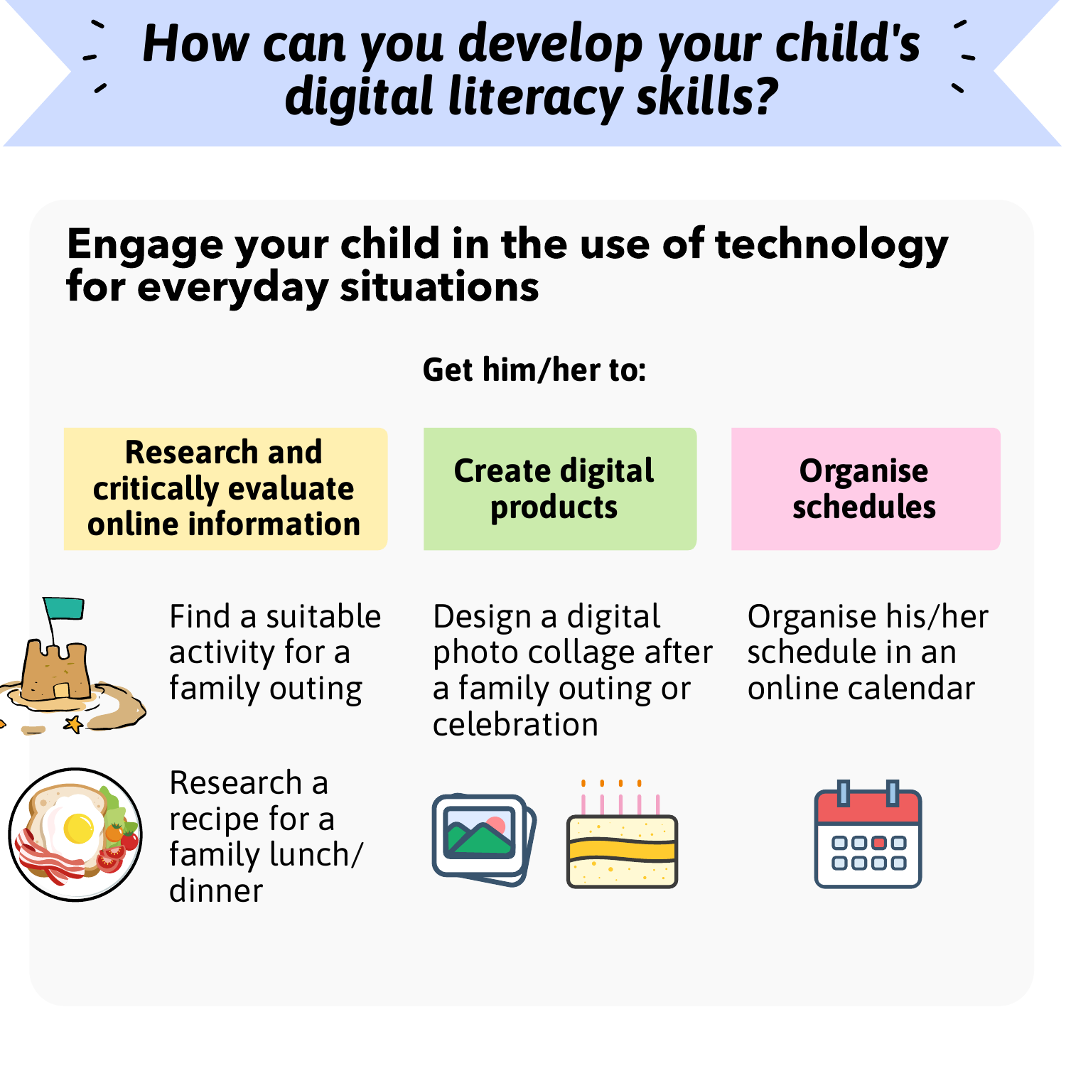# How can you develop your child's digital literacy skills?

## Engage your child in the use of technology for everyday situations

**Get him/her to:**

### Research and critically evaluate online information

- Find a suitable activity for a family outing
- Research a recipe for a family lunch/dinner

### Create digital products

- Design a digital photo collage after a family outing or celebration

### Organise schedules

- Organise his/her schedule in an online calendar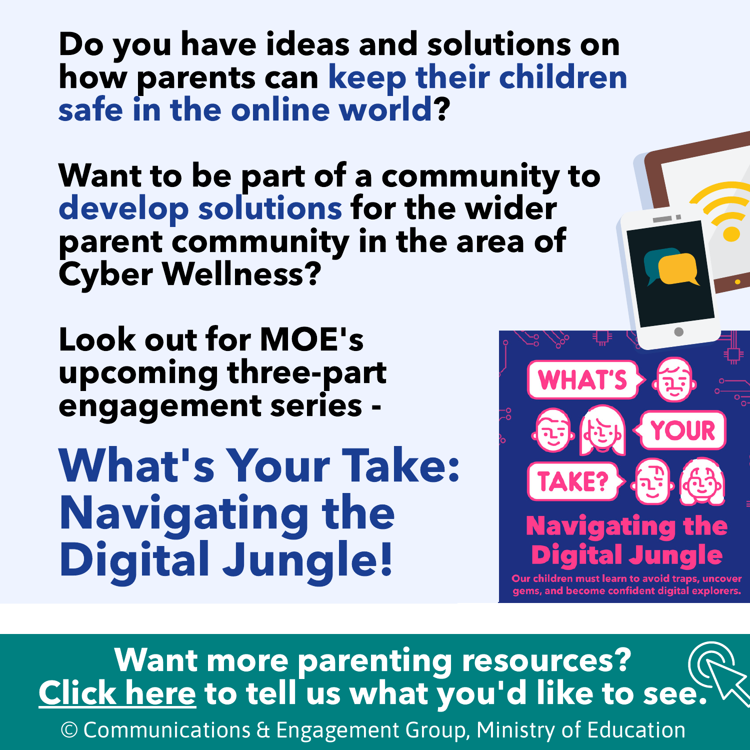**Do you have ideas and solutions on how parents can keep their children safe in the online world?**

**Want to be part of a community to develop solutions for the wider parent community in the area of Cyber Wellness?**

**Look out for MOE's upcoming three-part engagement series -**

## What's Your Take: Navigating the Digital Jungle!

WHAT'S YOUR TAKE?

Navigating the Digital Jungle

Our children must learn to avoid traps, uncover gems, and become confident digital explorers.

**Want more parenting resources?**
**Click here to tell us what you'd like to see.**

© Communications & Engagement Group, Ministry of Education